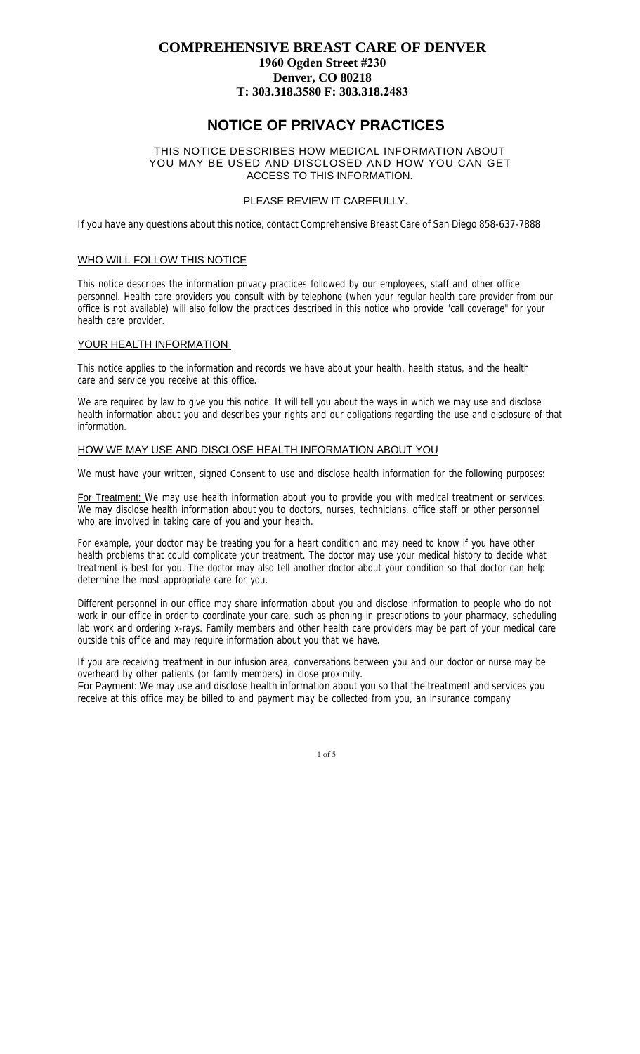# COMPREHENSIVE BREAST CARE OF DENVER

**1960 Ogden Street #230**
**Denver, CO 80218**
**T: 303.318.3580 F: 303.318.2483**

## NOTICE OF PRIVACY PRACTICES

THIS NOTICE DESCRIBES HOW MEDICAL INFORMATION ABOUT YOU MAY BE USED AND DISCLOSED AND HOW YOU CAN GET ACCESS TO THIS INFORMATION.

PLEASE REVIEW IT CAREFULLY.

If you have any questions about this notice, contact Comprehensive Breast Care of San Diego 858-637-7888

### WHO WILL FOLLOW THIS NOTICE

This notice describes the information privacy practices followed by our employees, staff and other office personnel. Health care providers you consult with by telephone (when your regular health care provider from our office is not available) will also follow the practices described in this notice who provide "call coverage" for your health care provider.

### YOUR HEALTH INFORMATION

This notice applies to the information and records we have about your health, health status, and the health care and service you receive at this office.

We are required by law to give you this notice. It will tell you about the ways in which we may use and disclose health information about you and describes your rights and our obligations regarding the use and disclosure of that information.

### HOW WE MAY USE AND DISCLOSE HEALTH INFORMATION ABOUT YOU

We must have your written, signed Consent to use and disclose health information for the following purposes:

For Treatment: We may use health information about you to provide you with medical treatment or services. We may disclose health information about you to doctors, nurses, technicians, office staff or other personnel who are involved in taking care of you and your health.

For example, your doctor may be treating you for a heart condition and may need to know if you have other health problems that could complicate your treatment. The doctor may use your medical history to decide what treatment is best for you. The doctor may also tell another doctor about your condition so that doctor can help determine the most appropriate care for you.

Different personnel in our office may share information about you and disclose information to people who do not work in our office in order to coordinate your care, such as phoning in prescriptions to your pharmacy, scheduling lab work and ordering x-rays. Family members and other health care providers may be part of your medical care outside this office and may require information about you that we have.

If you are receiving treatment in our infusion area, conversations between you and our doctor or nurse may be overheard by other patients (or family members) in close proximity.

For Payment: We may use and disclose health information about you so that the treatment and services you receive at this office may be billed to and payment may be collected from you, an insurance company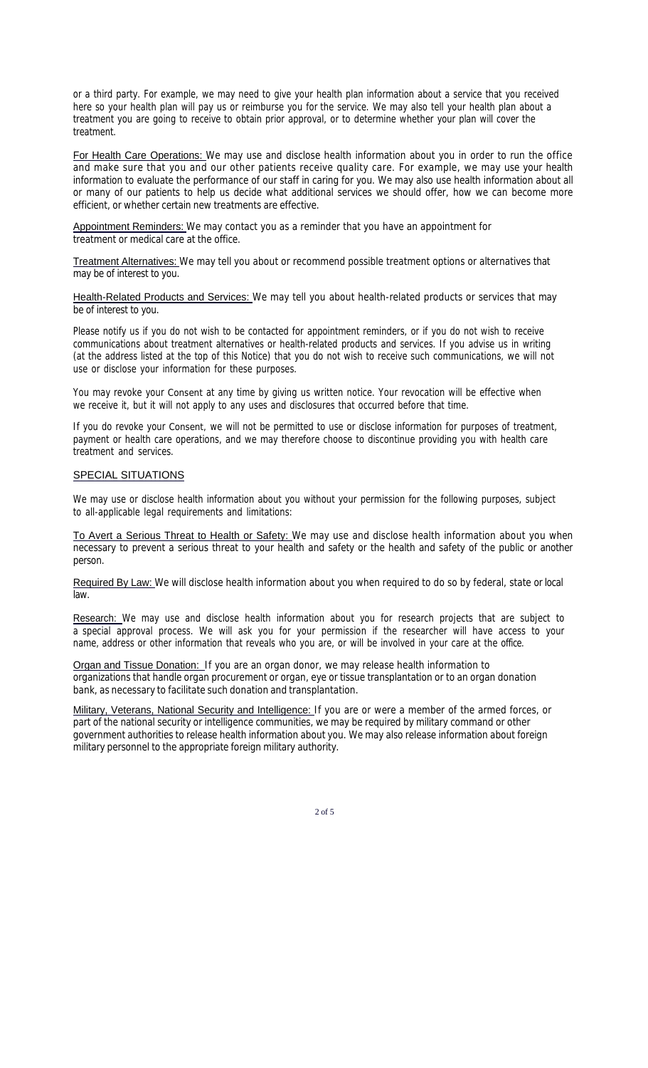or a third party. For example, we may need to give your health plan information about a service that you received here so your health plan will pay us or reimburse you for the service. We may also tell your health plan about a treatment you are going to receive to obtain prior approval, or to determine whether your plan will cover the treatment.

For Health Care Operations: We may use and disclose health information about you in order to run the office and make sure that you and our other patients receive quality care. For example, we may use your health information to evaluate the performance of our staff in caring for you. We may also use health information about all or many of our patients to help us decide what additional services we should offer, how we can become more efficient, or whether certain new treatments are effective.

Appointment Reminders: We may contact you as a reminder that you have an appointment for treatment or medical care at the office.

Treatment Alternatives: We may tell you about or recommend possible treatment options or alternatives that may be of interest to you.

Health-Related Products and Services: We may tell you about health-related products or services that may be of interest to you.

Please notify us if you do not wish to be contacted for appointment reminders, or if you do not wish to receive communications about treatment alternatives or health-related products and services. If you advise us in writing (at the address listed at the top of this Notice) that you do not wish to receive such communications, we will not use or disclose your information for these purposes.

You may revoke your Consent at any time by giving us written notice. Your revocation will be effective when we receive it, but it will not apply to any uses and disclosures that occurred before that time.

If you do revoke your Consent, we will not be permitted to use or disclose information for purposes of treatment, payment or health care operations, and we may therefore choose to discontinue providing you with health care treatment and services.

## SPECIAL SITUATIONS

We may use or disclose health information about you without your permission for the following purposes, subject to all-applicable legal requirements and limitations:

To Avert a Serious Threat to Health or Safety: We may use and disclose health information about you when necessary to prevent a serious threat to your health and safety or the health and safety of the public or another person.

Required By Law: We will disclose health information about you when required to do so by federal, state or local law.

Research: We may use and disclose health information about you for research projects that are subject to a special approval process. We will ask you for your permission if the researcher will have access to your name, address or other information that reveals who you are, or will be involved in your care at the office.

Organ and Tissue Donation: If you are an organ donor, we may release health information to organizations that handle organ procurement or organ, eye or tissue transplantation or to an organ donation bank, as necessary to facilitate such donation and transplantation.

Military, Veterans, National Security and Intelligence: If you are or were a member of the armed forces, or part of the national security or intelligence communities, we may be required by military command or other government authorities to release health information about you. We may also release information about foreign military personnel to the appropriate foreign military authority.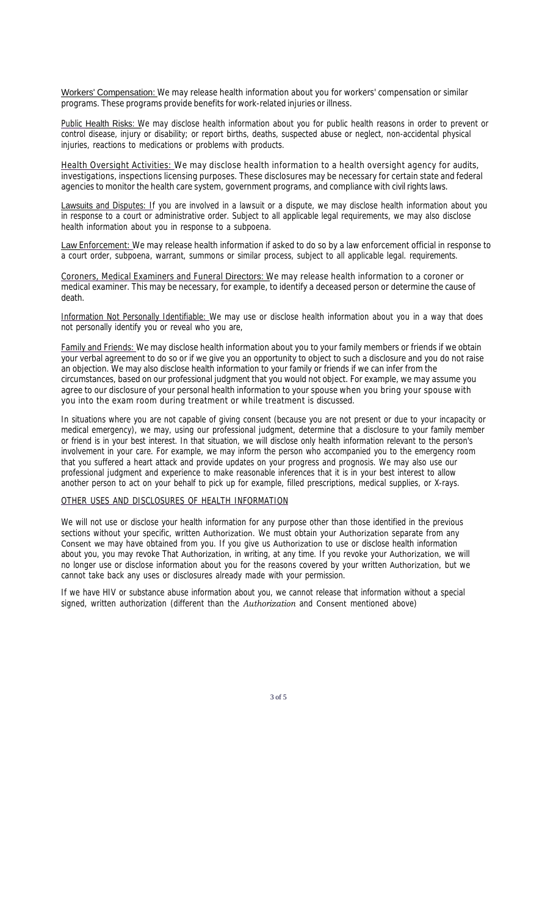<u>Workers' Compensation:</u> We may release health information about you for workers' compensation or similar programs. These programs provide benefits for work-related injuries or illness.

<u>Public Health Risks:</u> We may disclose health information about you for public health reasons in order to prevent or control disease, injury or disability; or report births, deaths, suspected abuse or neglect, non-accidental physical injuries, reactions to medications or problems with products.

<u>Health Oversight Activities:</u> We may disclose health information to a health oversight agency for audits, investigations, inspections licensing purposes. These disclosures may be necessary for certain state and federal agencies to monitor the health care system, government programs, and compliance with civil rights laws.

<u>Lawsuits and Disputes:</u> If you are involved in a lawsuit or a dispute, we may disclose health information about you in response to a court or administrative order. Subject to all applicable legal requirements, we may also disclose health information about you in response to a subpoena.

<u>Law Enforcement:</u> We may release health information if asked to do so by a law enforcement official in response to a court order, subpoena, warrant, summons or similar process, subject to all applicable legal. requirements.

<u>Coroners, Medical Examiners and Funeral Directors:</u> We may release health information to a coroner or medical examiner. This may be necessary, for example, to identify a deceased person or determine the cause of death.

<u>Information Not Personally Identifiable:</u> We may use or disclose health information about you in a way that does not personally identify you or reveal who you are,

<u>Family and Friends:</u> We may disclose health information about you to your family members or friends if we obtain your verbal agreement to do so or if we give you an opportunity to object to such a disclosure and you do not raise an objection. We may also disclose health information to your family or friends if we can infer from the circumstances, based on our professional judgment that you would not object. For example, we may assume you agree to our disclosure of your personal health information to your spouse when you bring your spouse with you into the exam room during treatment or while treatment is discussed.

In situations where you are not capable of giving consent (because you are not present or due to your incapacity or medical emergency), we may, using our professional judgment, determine that a disclosure to your family member or friend is in your best interest. In that situation, we will disclose only health information relevant to the person's involvement in your care. For example, we may inform the person who accompanied you to the emergency room that you suffered a heart attack and provide updates on your progress and prognosis. We may also use our professional judgment and experience to make reasonable inferences that it is in your best interest to allow another person to act on your behalf to pick up for example, filled prescriptions, medical supplies, or X-rays.

<u>OTHER USES AND DISCLOSURES OF HEALTH INFORMATION</u>

We will not use or disclose your health information for any purpose other than those identified in the previous sections without your specific, written Authorization. We must obtain your Authorization separate from any Consent we may have obtained from you. If you give us Authorization to use or disclose health information about you, you may revoke That Authorization, in writing, at any time. If you revoke your Authorization, we will no longer use or disclose information about you for the reasons covered by your written Authorization, but we cannot take back any uses or disclosures already made with your permission.

If we have HIV or substance abuse information about you, we cannot release that information without a special signed, written authorization (different than the *Authorization* and Consent mentioned above)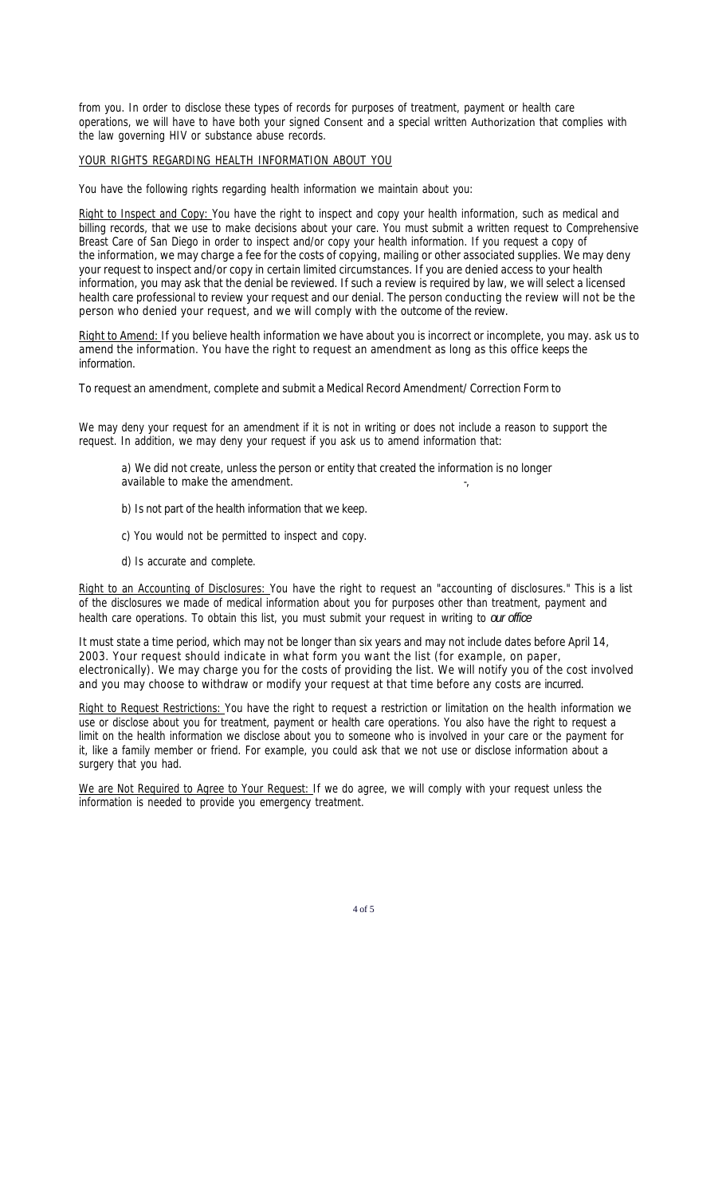from you. In order to disclose these types of records for purposes of treatment, payment or health care operations, we will have to have both your signed Consent and a special written Authorization that complies with the law governing HIV or substance abuse records.

YOUR RIGHTS REGARDING HEALTH INFORMATION ABOUT YOU

You have the following rights regarding health information we maintain about you:

Right to Inspect and Copy: You have the right to inspect and copy your health information, such as medical and billing records, that we use to make decisions about your care. You must submit a written request to Comprehensive Breast Care of San Diego in order to inspect and/or copy your health information. If you request a copy of the information, we may charge a fee for the costs of copying, mailing or other associated supplies. We may deny your request to inspect and/or copy in certain limited circumstances. If you are denied access to your health information, you may ask that the denial be reviewed. If such a review is required by law, we will select a licensed health care professional to review your request and our denial. The person conducting the review will not be the person who denied your request, and we will comply with the outcome of the review.

Right to Amend: If you believe health information we have about you is incorrect or incomplete, you may. ask us to amend the information. You have the right to request an amendment as long as this office keeps the information.

To request an amendment, complete and submit a Medical Record Amendment/ Correction Form to

We may deny your request for an amendment if it is not in writing or does not include a reason to support the request. In addition, we may deny your request if you ask us to amend information that:

a) We did not create, unless the person or entity that created the information is no longer available to make the amendment.

b) Is not part of the health information that we keep.

c) You would not be permitted to inspect and copy.

d) Is accurate and complete.

Right to an Accounting of Disclosures: You have the right to request an "accounting of disclosures." This is a list of the disclosures we made of medical information about you for purposes other than treatment, payment and health care operations. To obtain this list, you must submit your request in writing to *our office*

It must state a time period, which may not be longer than six years and may not include dates before April 14, 2003. Your request should indicate in what form you want the list (for example, on paper, electronically). We may charge you for the costs of providing the list. We will notify you of the cost involved and you may choose to withdraw or modify your request at that time before any costs are incurred.

Right to Request Restrictions: You have the right to request a restriction or limitation on the health information we use or disclose about you for treatment, payment or health care operations. You also have the right to request a limit on the health information we disclose about you to someone who is involved in your care or the payment for it, like a family member or friend. For example, you could ask that we not use or disclose information about a surgery that you had.

We are Not Required to Agree to Your Request: If we do agree, we will comply with your request unless the information is needed to provide you emergency treatment.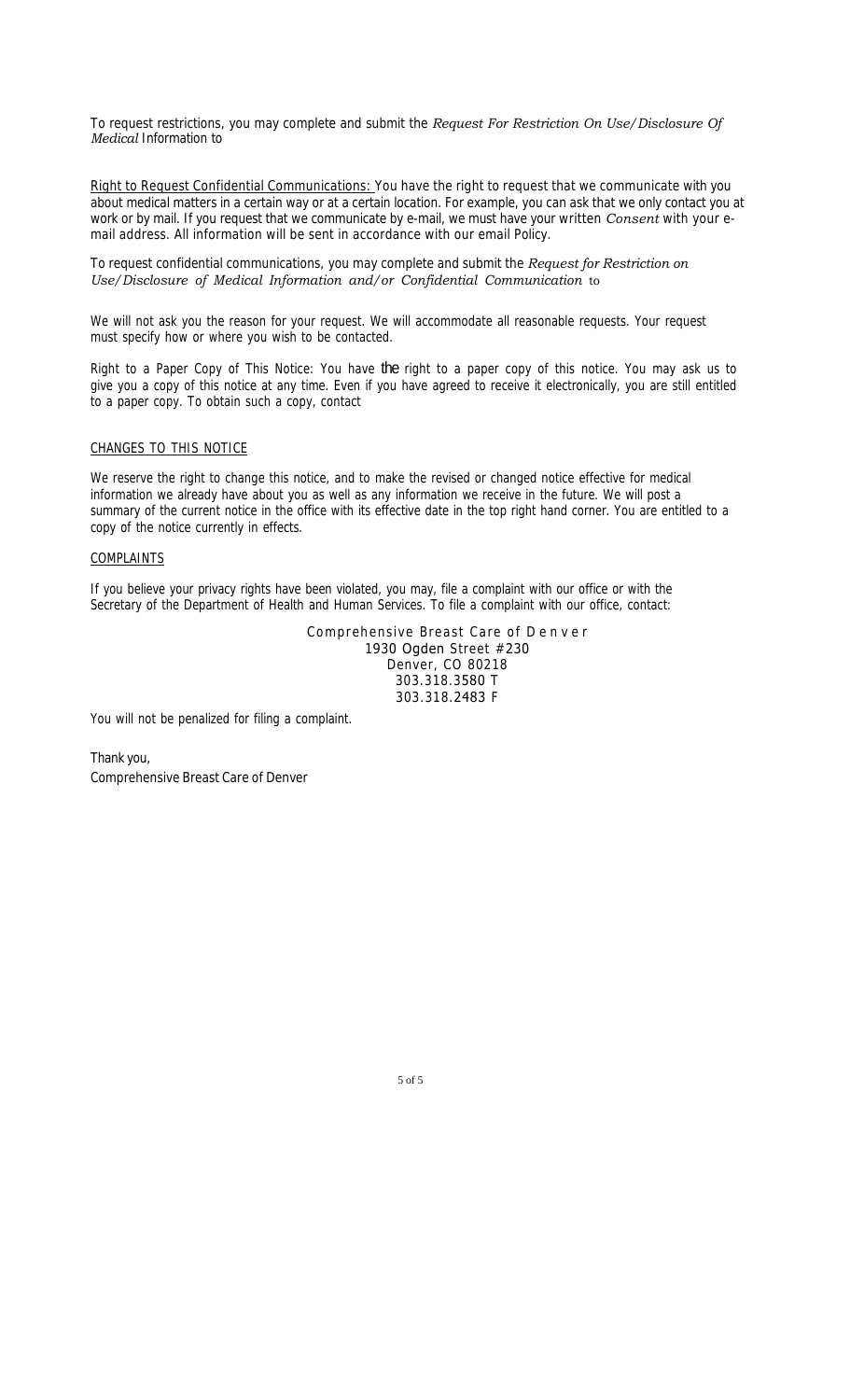To request restrictions, you may complete and submit the *Request For Restriction On Use/Disclosure Of Medical* Information to

Right to Request Confidential Communications: You have the right to request that we communicate with you about medical matters in a certain way or at a certain location. For example, you can ask that we only contact you at work or by mail. If you request that we communicate by e-mail, we must have your written *Consent* with your e-mail address. All information will be sent in accordance with our email Policy.

To request confidential communications, you may complete and submit the *Request for Restriction on Use/Disclosure of Medical Information and/or Confidential Communication* to

We will not ask you the reason for your request. We will accommodate all reasonable requests. Your request must specify how or where you wish to be contacted.

Right to a Paper Copy of This Notice: You have the right to a paper copy of this notice. You may ask us to give you a copy of this notice at any time. Even if you have agreed to receive it electronically, you are still entitled to a paper copy. To obtain such a copy, contact

CHANGES TO THIS NOTICE

We reserve the right to change this notice, and to make the revised or changed notice effective for medical information we already have about you as well as any information we receive in the future. We will post a summary of the current notice in the office with its effective date in the top right hand corner. You are entitled to a copy of the notice currently in effects.

COMPLAINTS

If you believe your privacy rights have been violated, you may, file a complaint with our office or with the Secretary of the Department of Health and Human Services. To file a complaint with our office, contact:

Comprehensive Breast Care of Denver
1930 Ogden Street #230
Denver, CO 80218
303.318.3580 T
303.318.2483 F

You will not be penalized for filing a complaint.

Thank you,
Comprehensive Breast Care of Denver